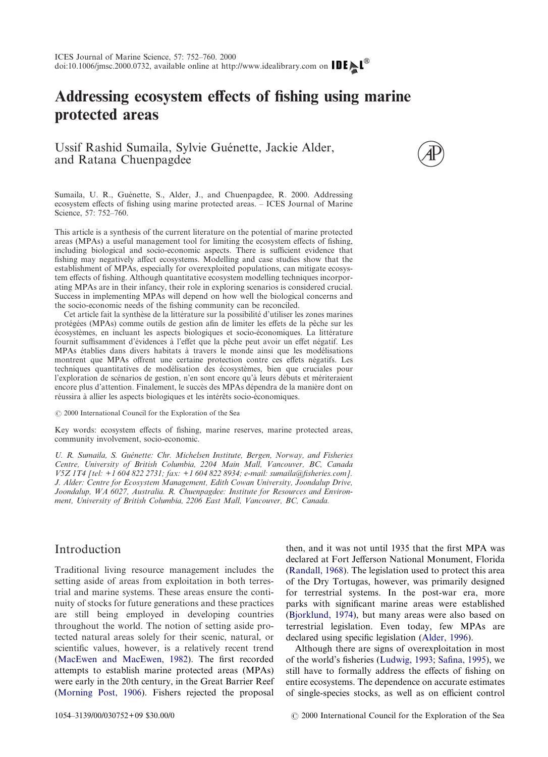# Addressing ecosystem effects of fishing using marine protected areas

Ussif Rashid Sumaila, Sylvie Guénette, Jackie Alder, and Ratana Chuenpagdee

Sumaila, U. R., Guénette, S., Alder, J., and Chuenpagdee, R. 2000. Addressing ecosystem effects of fishing using marine protected areas. – ICES Journal of Marine Science, 57: 752–760.

This article is a synthesis of the current literature on the potential of marine protected areas (MPAs) a useful management tool for limiting the ecosystem effects of fishing, including biological and socio-economic aspects. There is sufficient evidence that fishing may negatively affect ecosystems. Modelling and case studies show that the establishment of MPAs, especially for overexploited populations, can mitigate ecosystem effects of fishing. Although quantitative ecosystem modelling techniques incorporating MPAs are in their infancy, their role in exploring scenarios is considered crucial. Success in implementing MPAs will depend on how well the biological concerns and the socio-economic needs of the fishing community can be reconciled.

Cet article fait la synthèse de la littérature sur la possibilité d'utiliser les zones marines protégées (MPAs) comme outils de gestion afin de limiter les effets de la pêche sur les écosystèmes, en incluant les aspects biologiques et socio-économiques. La littérature fournit suffisamment d'évidences à l'effet que la pêche peut avoir un effet négatif. Les MPAs établies dans divers habitats à travers le monde ainsi que les modélisations montrent que MPAs offrent une certaine protection contre ces effets négatifs. Les techniques quantitatives de modélisation des écosystèmes, bien que cruciales pour l'exploration de scénarios de gestion, n'en sont encore qu'à leurs débuts et mériteraient encore plus d'attention. Finalement, le succès des MPAs dépendra de la manière dont on réussira à allier les aspects biologiques et les intérêts socio-économiques.

© 2000 International Council for the Exploration of the Sea

Key words: ecosystem effects of fishing, marine reserves, marine protected areas, community involvement, socio-economic.

*U. R. Sumaila, S. Guénette: Chr. Michelsen Institute, Bergen, Norway, and Fisheries Centre, University of British Columbia, 2204 Main Mall, Vancouver, BC, Canada V5Z 1T4 [tel: +1 604 822 2731; fax: +1 604 822 8934; e-mail: sumaila@fisheries.com]. J. Alder: Centre for Ecosystem Management, Edith Cowan University, Joondalup Drive, Joondalup, WA 6027, Australia. R. Chuenpagdee: Institute for Resources and Environment, University of British Columbia, 2206 East Mall, Vancouver, BC, Canada.*

## Introduction

Traditional living resource management includes the setting aside of areas from exploitation in both terrestrial and marine systems. These areas ensure the continuity of stocks for future generations and these practices are still being employed in developing countries throughout the world. The notion of setting aside protected natural areas solely for their scenic, natural, or scientific values, however, is a relatively recent trend (MacEwen and MacEwen, 1982). The first recorded attempts to establish marine protected areas (MPAs) were early in the 20th century, in the Great Barrier Reef (Morning Post, 1906). Fishers rejected the proposal then, and it was not until 1935 that the first MPA was declared at Fort Jefferson National Monument, Florida (Randall, 1968). The legislation used to protect this area of the Dry Tortugas, however, was primarily designed for terrestrial systems. In the post-war era, more parks with significant marine areas were established (Bjorklund, 1974), but many areas were also based on terrestrial legislation. Even today, few MPAs are declared using specific legislation (Alder, 1996).

Although there are signs of overexploitation in most of the world's fisheries (Ludwig, 1993; Safina, 1995), we still have to formally address the effects of fishing on entire ecosystems. The dependence on accurate estimates of single-species stocks, as well as on efficient control

1054–3139/00/030752+09 $30.00/0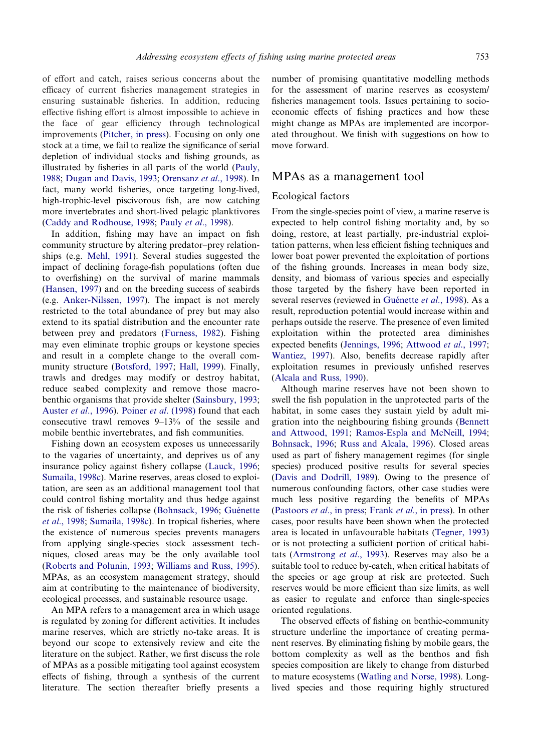of effort and catch, raises serious concerns about the efficacy of current fisheries management strategies in ensuring sustainable fisheries. In addition, reducing effective fishing effort is almost impossible to achieve in the face of gear efficiency through technological improvements (Pitcher, in press). Focusing on only one stock at a time, we fail to realize the significance of serial depletion of individual stocks and fishing grounds, as illustrated by fisheries in all parts of the world (Pauly, 1988; Dugan and Davis, 1993; Orensanz *et al*., 1998). In fact, many world fisheries, once targeting long-lived, high-trophic-level piscivorous fish, are now catching more invertebrates and short-lived pelagic planktivores (Caddy and Rodhouse, 1998; Pauly *et al*., 1998).

In addition, fishing may have an impact on fish community structure by altering predator–prey relationships (e.g. Mehl, 1991). Several studies suggested the impact of declining forage-fish populations (often due to overfishing) on the survival of marine mammals (Hansen, 1997) and on the breeding success of seabirds (e.g. Anker-Nilssen, 1997). The impact is not merely restricted to the total abundance of prey but may also extend to its spatial distribution and the encounter rate between prey and predators (Furness, 1982). Fishing may even eliminate trophic groups or keystone species and result in a complete change to the overall community structure (Botsford, 1997; Hall, 1999). Finally, trawls and dredges may modify or destroy habitat, reduce seabed complexity and remove those macrobenthic organisms that provide shelter (Sainsbury, 1993; Auster *et al*., 1996). Poiner *et al*. (1998) found that each consecutive trawl removes 9–13% of the sessile and mobile benthic invertebrates, and fish communities.

Fishing down an ecosystem exposes us unnecessarily to the vagaries of uncertainty, and deprives us of any insurance policy against fishery collapse (Lauck, 1996; Sumaila, 1998c). Marine reserves, areas closed to exploitation, are seen as an additional management tool that could control fishing mortality and thus hedge against the risk of fisheries collapse (Bohnsack, 1996; Guénette *et al*., 1998; Sumaila, 1998c). In tropical fisheries, where the existence of numerous species prevents managers from applying single-species stock assessment techniques, closed areas may be the only available tool (Roberts and Polunin, 1993; Williams and Russ, 1995). MPAs, as an ecosystem management strategy, should aim at contributing to the maintenance of biodiversity, ecological processes, and sustainable resource usage.

An MPA refers to a management area in which usage is regulated by zoning for different activities. It includes marine reserves, which are strictly no-take areas. It is beyond our scope to extensively review and cite the literature on the subject. Rather, we first discuss the role of MPAs as a possible mitigating tool against ecosystem effects of fishing, through a synthesis of the current literature. The section thereafter briefly presents a number of promising quantitative modelling methods for the assessment of marine reserves as ecosystem/fisheries management tools. Issues pertaining to socio-economic effects of fishing practices and how these might change as MPAs are implemented are incorporated throughout. We finish with suggestions on how to move forward.

## MPAs as a management tool

### Ecological factors

From the single-species point of view, a marine reserve is expected to help control fishing mortality and, by so doing, restore, at least partially, pre-industrial exploitation patterns, when less efficient fishing techniques and lower boat power prevented the exploitation of portions of the fishing grounds. Increases in mean body size, density, and biomass of various species and especially those targeted by the fishery have been reported in several reserves (reviewed in Guénette *et al*., 1998). As a result, reproduction potential would increase within and perhaps outside the reserve. The presence of even limited exploitation within the protected area diminishes expected benefits (Jennings, 1996; Attwood *et al*., 1997; Wantiez, 1997). Also, benefits decrease rapidly after exploitation resumes in previously unfished reserves (Alcala and Russ, 1990).

Although marine reserves have not been shown to swell the fish population in the unprotected parts of the habitat, in some cases they sustain yield by adult migration into the neighbouring fishing grounds (Bennett and Attwood, 1991; Ramos-Espla and McNeill, 1994; Bohnsack, 1996; Russ and Alcala, 1996). Closed areas used as part of fishery management regimes (for single species) produced positive results for several species (Davis and Dodrill, 1989). Owing to the presence of numerous confounding factors, other case studies were much less positive regarding the benefits of MPAs (Pastoors *et al*., in press; Frank *et al*., in press). In other cases, poor results have been shown when the protected area is located in unfavourable habitats (Tegner, 1993) or is not protecting a sufficient portion of critical habitats (Armstrong *et al*., 1993). Reserves may also be a suitable tool to reduce by-catch, when critical habitats of the species or age group at risk are protected. Such reserves would be more efficient than size limits, as well as easier to regulate and enforce than single-species oriented regulations.

The observed effects of fishing on benthic-community structure underline the importance of creating permanent reserves. By eliminating fishing by mobile gears, the bottom complexity as well as the benthos and fish species composition are likely to change from disturbed to mature ecosystems (Watling and Norse, 1998). Long-lived species and those requiring highly structured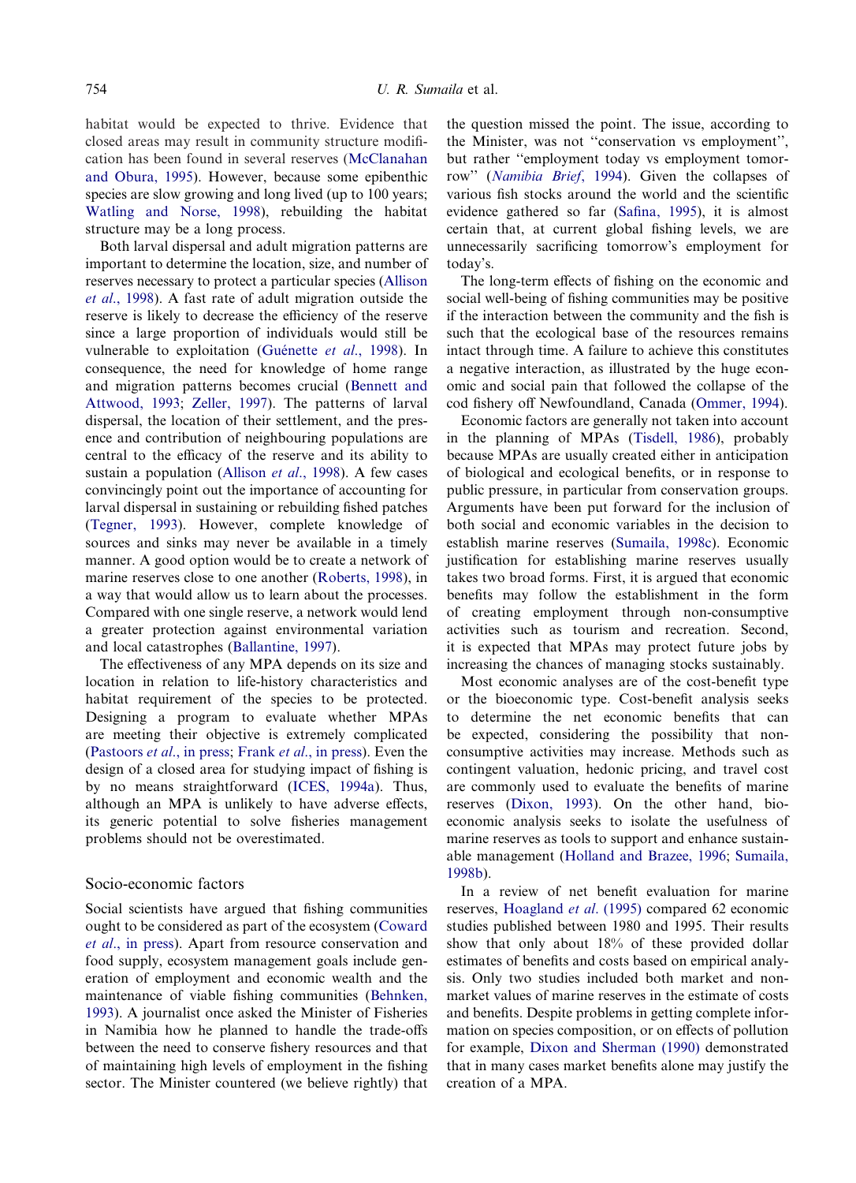habitat would be expected to thrive. Evidence that closed areas may result in community structure modification has been found in several reserves (McClanahan and Obura, 1995). However, because some epibenthic species are slow growing and long lived (up to 100 years; Watling and Norse, 1998), rebuilding the habitat structure may be a long process.

Both larval dispersal and adult migration patterns are important to determine the location, size, and number of reserves necessary to protect a particular species (Allison *et al*., 1998). A fast rate of adult migration outside the reserve is likely to decrease the efficiency of the reserve since a large proportion of individuals would still be vulnerable to exploitation (Guénette *et al*., 1998). In consequence, the need for knowledge of home range and migration patterns becomes crucial (Bennett and Attwood, 1993; Zeller, 1997). The patterns of larval dispersal, the location of their settlement, and the presence and contribution of neighbouring populations are central to the efficacy of the reserve and its ability to sustain a population (Allison *et al*., 1998). A few cases convincingly point out the importance of accounting for larval dispersal in sustaining or rebuilding fished patches (Tegner, 1993). However, complete knowledge of sources and sinks may never be available in a timely manner. A good option would be to create a network of marine reserves close to one another (Roberts, 1998), in a way that would allow us to learn about the processes. Compared with one single reserve, a network would lend a greater protection against environmental variation and local catastrophes (Ballantine, 1997).

The effectiveness of any MPA depends on its size and location in relation to life-history characteristics and habitat requirement of the species to be protected. Designing a program to evaluate whether MPAs are meeting their objective is extremely complicated (Pastoors *et al*., in press; Frank *et al*., in press). Even the design of a closed area for studying impact of fishing is by no means straightforward (ICES, 1994a). Thus, although an MPA is unlikely to have adverse effects, its generic potential to solve fisheries management problems should not be overestimated.

## Socio-economic factors

Social scientists have argued that fishing communities ought to be considered as part of the ecosystem (Coward *et al*., in press). Apart from resource conservation and food supply, ecosystem management goals include generation of employment and economic wealth and the maintenance of viable fishing communities (Behnken, 1993). A journalist once asked the Minister of Fisheries in Namibia how he planned to handle the trade-offs between the need to conserve fishery resources and that of maintaining high levels of employment in the fishing sector. The Minister countered (we believe rightly) that the question missed the point. The issue, according to the Minister, was not "conservation vs employment", but rather "employment today vs employment tomorrow" (*Namibia Brief*, 1994). Given the collapses of various fish stocks around the world and the scientific evidence gathered so far (Safina, 1995), it is almost certain that, at current global fishing levels, we are unnecessarily sacrificing tomorrow's employment for today's.

The long-term effects of fishing on the economic and social well-being of fishing communities may be positive if the interaction between the community and the fish is such that the ecological base of the resources remains intact through time. A failure to achieve this constitutes a negative interaction, as illustrated by the huge economic and social pain that followed the collapse of the cod fishery off Newfoundland, Canada (Ommer, 1994).

Economic factors are generally not taken into account in the planning of MPAs (Tisdell, 1986), probably because MPAs are usually created either in anticipation of biological and ecological benefits, or in response to public pressure, in particular from conservation groups. Arguments have been put forward for the inclusion of both social and economic variables in the decision to establish marine reserves (Sumaila, 1998c). Economic justification for establishing marine reserves usually takes two broad forms. First, it is argued that economic benefits may follow the establishment in the form of creating employment through non-consumptive activities such as tourism and recreation. Second, it is expected that MPAs may protect future jobs by increasing the chances of managing stocks sustainably.

Most economic analyses are of the cost-benefit type or the bioeconomic type. Cost-benefit analysis seeks to determine the net economic benefits that can be expected, considering the possibility that non-consumptive activities may increase. Methods such as contingent valuation, hedonic pricing, and travel cost are commonly used to evaluate the benefits of marine reserves (Dixon, 1993). On the other hand, bioeconomic analysis seeks to isolate the usefulness of marine reserves as tools to support and enhance sustainable management (Holland and Brazee, 1996; Sumaila, 1998b).

In a review of net benefit evaluation for marine reserves, Hoagland *et al*. (1995) compared 62 economic studies published between 1980 and 1995. Their results show that only about 18% of these provided dollar estimates of benefits and costs based on empirical analysis. Only two studies included both market and non-market values of marine reserves in the estimate of costs and benefits. Despite problems in getting complete information on species composition, or on effects of pollution for example, Dixon and Sherman (1990) demonstrated that in many cases market benefits alone may justify the creation of a MPA.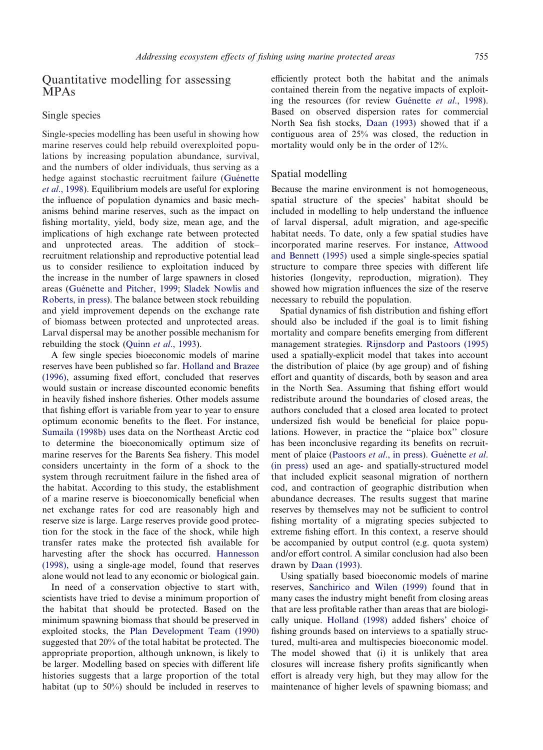## Quantitative modelling for assessing MPAs

### Single species

Single-species modelling has been useful in showing how marine reserves could help rebuild overexploited populations by increasing population abundance, survival, and the numbers of older individuals, thus serving as a hedge against stochastic recruitment failure (Guénette *et al.*, 1998). Equilibrium models are useful for exploring the influence of population dynamics and basic mechanisms behind marine reserves, such as the impact on fishing mortality, yield, body size, mean age, and the implications of high exchange rate between protected and unprotected areas. The addition of stock–recruitment relationship and reproductive potential lead us to consider resilience to exploitation induced by the increase in the number of large spawners in closed areas (Guénette and Pitcher, 1999; Sladek Nowlis and Roberts, in press). The balance between stock rebuilding and yield improvement depends on the exchange rate of biomass between protected and unprotected areas. Larval dispersal may be another possible mechanism for rebuilding the stock (Quinn *et al.*, 1993).

A few single species bioeconomic models of marine reserves have been published so far. Holland and Brazee (1996), assuming fixed effort, concluded that reserves would sustain or increase discounted economic benefits in heavily fished inshore fisheries. Other models assume that fishing effort is variable from year to year to ensure optimum economic benefits to the fleet. For instance, Sumaila (1998b) uses data on the Northeast Arctic cod to determine the bioeconomically optimum size of marine reserves for the Barents Sea fishery. This model considers uncertainty in the form of a shock to the system through recruitment failure in the fished area of the habitat. According to this study, the establishment of a marine reserve is bioeconomically beneficial when net exchange rates for cod are reasonably high and reserve size is large. Large reserves provide good protection for the stock in the face of the shock, while high transfer rates make the protected fish available for harvesting after the shock has occurred. Hannesson (1998), using a single-age model, found that reserves alone would not lead to any economic or biological gain.

In need of a conservation objective to start with, scientists have tried to devise a minimum proportion of the habitat that should be protected. Based on the minimum spawning biomass that should be preserved in exploited stocks, the Plan Development Team (1990) suggested that 20% of the total habitat be protected. The appropriate proportion, although unknown, is likely to be larger. Modelling based on species with different life histories suggests that a large proportion of the total habitat (up to 50%) should be included in reserves to efficiently protect both the habitat and the animals contained therein from the negative impacts of exploiting the resources (for review Guénette *et al.*, 1998). Based on observed dispersion rates for commercial North Sea fish stocks, Daan (1993) showed that if a contiguous area of 25% was closed, the reduction in mortality would only be in the order of 12%.

### Spatial modelling

Because the marine environment is not homogeneous, spatial structure of the species' habitat should be included in modelling to help understand the influence of larval dispersal, adult migration, and age-specific habitat needs. To date, only a few spatial studies have incorporated marine reserves. For instance, Attwood and Bennett (1995) used a simple single-species spatial structure to compare three species with different life histories (longevity, reproduction, migration). They showed how migration influences the size of the reserve necessary to rebuild the population.

Spatial dynamics of fish distribution and fishing effort should also be included if the goal is to limit fishing mortality and compare benefits emerging from different management strategies. Rijnsdorp and Pastoors (1995) used a spatially-explicit model that takes into account the distribution of plaice (by age group) and of fishing effort and quantity of discards, both by season and area in the North Sea. Assuming that fishing effort would redistribute around the boundaries of closed areas, the authors concluded that a closed area located to protect undersized fish would be beneficial for plaice populations. However, in practice the ''plaice box'' closure has been inconclusive regarding its benefits on recruitment of plaice (Pastoors *et al.*, in press). Guénette *et al.* (in press) used an age- and spatially-structured model that included explicit seasonal migration of northern cod, and contraction of geographic distribution when abundance decreases. The results suggest that marine reserves by themselves may not be sufficient to control fishing mortality of a migrating species subjected to extreme fishing effort. In this context, a reserve should be accompanied by output control (e.g. quota system) and/or effort control. A similar conclusion had also been drawn by Daan (1993).

Using spatially based bioeconomic models of marine reserves, Sanchirico and Wilen (1999) found that in many cases the industry might benefit from closing areas that are less profitable rather than areas that are biologically unique. Holland (1998) added fishers' choice of fishing grounds based on interviews to a spatially structured, multi-area and multispecies bioeconomic model. The model showed that (i) it is unlikely that area closures will increase fishery profits significantly when effort is already very high, but they may allow for the maintenance of higher levels of spawning biomass; and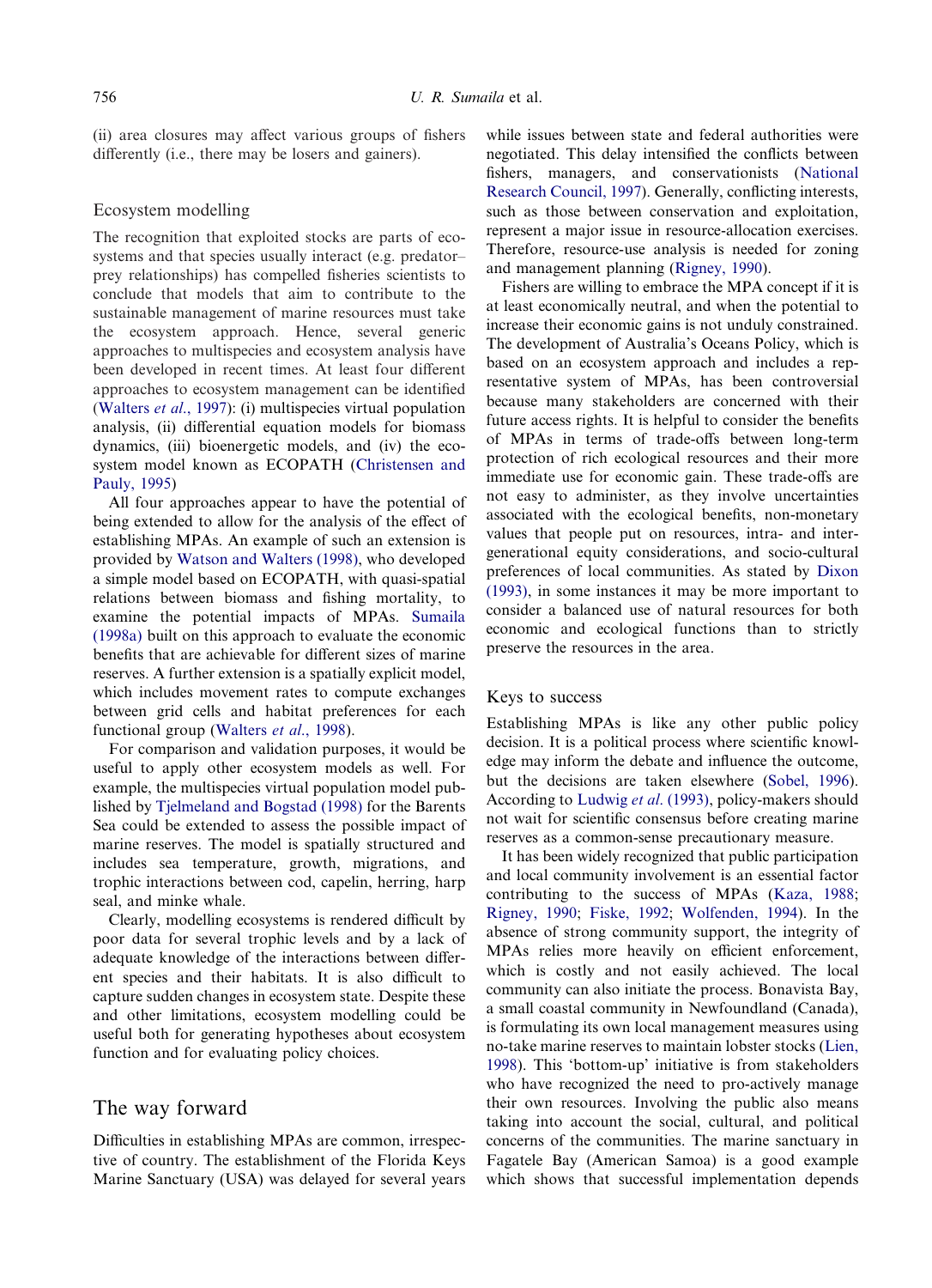(ii) area closures may affect various groups of fishers differently (i.e., there may be losers and gainers).

### Ecosystem modelling

The recognition that exploited stocks are parts of ecosystems and that species usually interact (e.g. predator–prey relationships) has compelled fisheries scientists to conclude that models that aim to contribute to the sustainable management of marine resources must take the ecosystem approach. Hence, several generic approaches to multispecies and ecosystem analysis have been developed in recent times. At least four different approaches to ecosystem management can be identified (Walters *et al*., 1997): (i) multispecies virtual population analysis, (ii) differential equation models for biomass dynamics, (iii) bioenergetic models, and (iv) the ecosystem model known as ECOPATH (Christensen and Pauly, 1995)

All four approaches appear to have the potential of being extended to allow for the analysis of the effect of establishing MPAs. An example of such an extension is provided by Watson and Walters (1998), who developed a simple model based on ECOPATH, with quasi-spatial relations between biomass and fishing mortality, to examine the potential impacts of MPAs. Sumaila (1998a) built on this approach to evaluate the economic benefits that are achievable for different sizes of marine reserves. A further extension is a spatially explicit model, which includes movement rates to compute exchanges between grid cells and habitat preferences for each functional group (Walters *et al*., 1998).

For comparison and validation purposes, it would be useful to apply other ecosystem models as well. For example, the multispecies virtual population model published by Tjelmeland and Bogstad (1998) for the Barents Sea could be extended to assess the possible impact of marine reserves. The model is spatially structured and includes sea temperature, growth, migrations, and trophic interactions between cod, capelin, herring, harp seal, and minke whale.

Clearly, modelling ecosystems is rendered difficult by poor data for several trophic levels and by a lack of adequate knowledge of the interactions between different species and their habitats. It is also difficult to capture sudden changes in ecosystem state. Despite these and other limitations, ecosystem modelling could be useful both for generating hypotheses about ecosystem function and for evaluating policy choices.

## The way forward

Difficulties in establishing MPAs are common, irrespective of country. The establishment of the Florida Keys Marine Sanctuary (USA) was delayed for several years while issues between state and federal authorities were negotiated. This delay intensified the conflicts between fishers, managers, and conservationists (National Research Council, 1997). Generally, conflicting interests, such as those between conservation and exploitation, represent a major issue in resource-allocation exercises. Therefore, resource-use analysis is needed for zoning and management planning (Rigney, 1990).

Fishers are willing to embrace the MPA concept if it is at least economically neutral, and when the potential to increase their economic gains is not unduly constrained. The development of Australia's Oceans Policy, which is based on an ecosystem approach and includes a representative system of MPAs, has been controversial because many stakeholders are concerned with their future access rights. It is helpful to consider the benefits of MPAs in terms of trade-offs between long-term protection of rich ecological resources and their more immediate use for economic gain. These trade-offs are not easy to administer, as they involve uncertainties associated with the ecological benefits, non-monetary values that people put on resources, intra- and inter-generational equity considerations, and socio-cultural preferences of local communities. As stated by Dixon (1993), in some instances it may be more important to consider a balanced use of natural resources for both economic and ecological functions than to strictly preserve the resources in the area.

### Keys to success

Establishing MPAs is like any other public policy decision. It is a political process where scientific knowledge may inform the debate and influence the outcome, but the decisions are taken elsewhere (Sobel, 1996). According to Ludwig *et al*. (1993), policy-makers should not wait for scientific consensus before creating marine reserves as a common-sense precautionary measure.

It has been widely recognized that public participation and local community involvement is an essential factor contributing to the success of MPAs (Kaza, 1988; Rigney, 1990; Fiske, 1992; Wolfenden, 1994). In the absence of strong community support, the integrity of MPAs relies more heavily on efficient enforcement, which is costly and not easily achieved. The local community can also initiate the process. Bonavista Bay, a small coastal community in Newfoundland (Canada), is formulating its own local management measures using no-take marine reserves to maintain lobster stocks (Lien, 1998). This 'bottom-up' initiative is from stakeholders who have recognized the need to pro-actively manage their own resources. Involving the public also means taking into account the social, cultural, and political concerns of the communities. The marine sanctuary in Fagatele Bay (American Samoa) is a good example which shows that successful implementation depends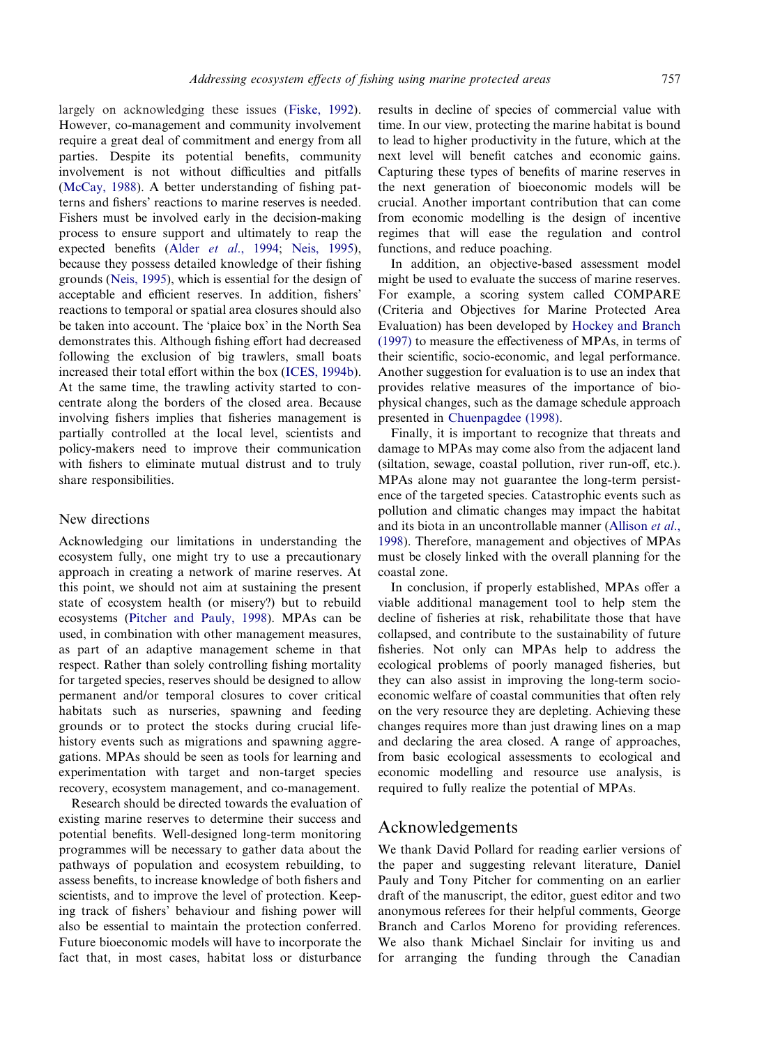largely on acknowledging these issues (Fiske, 1992). However, co-management and community involvement require a great deal of commitment and energy from all parties. Despite its potential benefits, community involvement is not without difficulties and pitfalls (McCay, 1988). A better understanding of fishing patterns and fishers' reactions to marine reserves is needed. Fishers must be involved early in the decision-making process to ensure support and ultimately to reap the expected benefits (Alder *et al*., 1994; Neis, 1995), because they possess detailed knowledge of their fishing grounds (Neis, 1995), which is essential for the design of acceptable and efficient reserves. In addition, fishers' reactions to temporal or spatial area closures should also be taken into account. The 'plaice box' in the North Sea demonstrates this. Although fishing effort had decreased following the exclusion of big trawlers, small boats increased their total effort within the box (ICES, 1994b). At the same time, the trawling activity started to concentrate along the borders of the closed area. Because involving fishers implies that fisheries management is partially controlled at the local level, scientists and policy-makers need to improve their communication with fishers to eliminate mutual distrust and to truly share responsibilities.

## New directions

Acknowledging our limitations in understanding the ecosystem fully, one might try to use a precautionary approach in creating a network of marine reserves. At this point, we should not aim at sustaining the present state of ecosystem health (or misery?) but to rebuild ecosystems (Pitcher and Pauly, 1998). MPAs can be used, in combination with other management measures, as part of an adaptive management scheme in that respect. Rather than solely controlling fishing mortality for targeted species, reserves should be designed to allow permanent and/or temporal closures to cover critical habitats such as nurseries, spawning and feeding grounds or to protect the stocks during crucial life-history events such as migrations and spawning aggregations. MPAs should be seen as tools for learning and experimentation with target and non-target species recovery, ecosystem management, and co-management.

Research should be directed towards the evaluation of existing marine reserves to determine their success and potential benefits. Well-designed long-term monitoring programmes will be necessary to gather data about the pathways of population and ecosystem rebuilding, to assess benefits, to increase knowledge of both fishers and scientists, and to improve the level of protection. Keeping track of fishers' behaviour and fishing power will also be essential to maintain the protection conferred. Future bioeconomic models will have to incorporate the fact that, in most cases, habitat loss or disturbance results in decline of species of commercial value with time. In our view, protecting the marine habitat is bound to lead to higher productivity in the future, which at the next level will benefit catches and economic gains. Capturing these types of benefits of marine reserves in the next generation of bioeconomic models will be crucial. Another important contribution that can come from economic modelling is the design of incentive regimes that will ease the regulation and control functions, and reduce poaching.

In addition, an objective-based assessment model might be used to evaluate the success of marine reserves. For example, a scoring system called COMPARE (Criteria and Objectives for Marine Protected Area Evaluation) has been developed by Hockey and Branch (1997) to measure the effectiveness of MPAs, in terms of their scientific, socio-economic, and legal performance. Another suggestion for evaluation is to use an index that provides relative measures of the importance of biophysical changes, such as the damage schedule approach presented in Chuenpagdee (1998).

Finally, it is important to recognize that threats and damage to MPAs may come also from the adjacent land (siltation, sewage, coastal pollution, river run-off, etc.). MPAs alone may not guarantee the long-term persistence of the targeted species. Catastrophic events such as pollution and climatic changes may impact the habitat and its biota in an uncontrollable manner (Allison *et al*., 1998). Therefore, management and objectives of MPAs must be closely linked with the overall planning for the coastal zone.

In conclusion, if properly established, MPAs offer a viable additional management tool to help stem the decline of fisheries at risk, rehabilitate those that have collapsed, and contribute to the sustainability of future fisheries. Not only can MPAs help to address the ecological problems of poorly managed fisheries, but they can also assist in improving the long-term socio-economic welfare of coastal communities that often rely on the very resource they are depleting. Achieving these changes requires more than just drawing lines on a map and declaring the area closed. A range of approaches, from basic ecological assessments to ecological and economic modelling and resource use analysis, is required to fully realize the potential of MPAs.

## Acknowledgements

We thank David Pollard for reading earlier versions of the paper and suggesting relevant literature, Daniel Pauly and Tony Pitcher for commenting on an earlier draft of the manuscript, the editor, guest editor and two anonymous referees for their helpful comments, George Branch and Carlos Moreno for providing references. We also thank Michael Sinclair for inviting us and for arranging the funding through the Canadian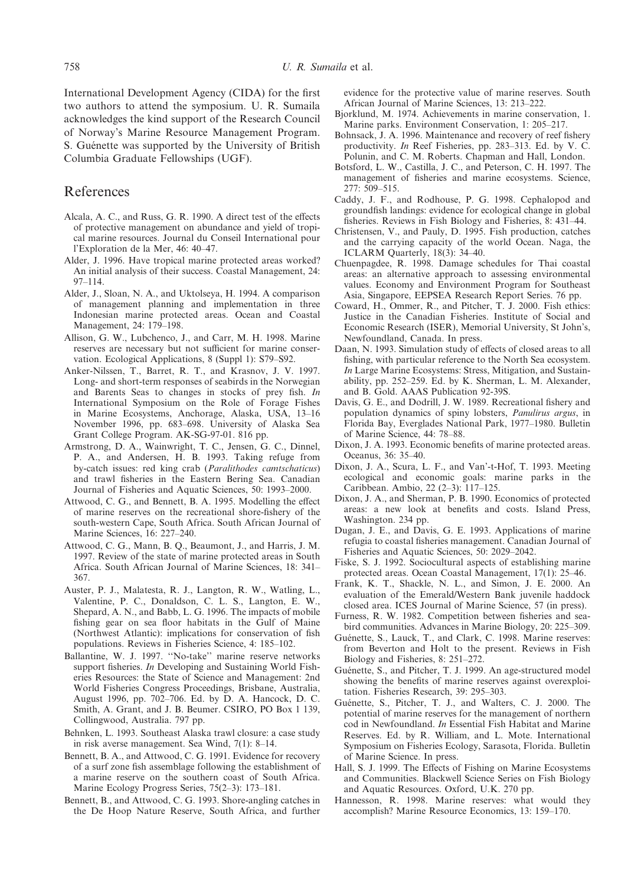International Development Agency (CIDA) for the first two authors to attend the symposium. U. R. Sumaila acknowledges the kind support of the Research Council of Norway's Marine Resource Management Program. S. Guénette was supported by the University of British Columbia Graduate Fellowships (UGF).

## References

Alcala, A. C., and Russ, G. R. 1990. A direct test of the effects of protective management on abundance and yield of tropical marine resources. Journal du Conseil International pour l'Exploration de la Mer, 46: 40–47.

Alder, J. 1996. Have tropical marine protected areas worked? An initial analysis of their success. Coastal Management, 24: 97–114.

Alder, J., Sloan, N. A., and Uktolseya, H. 1994. A comparison of management planning and implementation in three Indonesian marine protected areas. Ocean and Coastal Management, 24: 179–198.

Allison, G. W., Lubchenco, J., and Carr, M. H. 1998. Marine reserves are necessary but not sufficient for marine conservation. Ecological Applications, 8 (Suppl 1): S79–S92.

Anker-Nilssen, T., Barret, R. T., and Krasnov, J. V. 1997. Long- and short-term responses of seabirds in the Norwegian and Barents Seas to changes in stocks of prey fish. *In* International Symposium on the Role of Forage Fishes in Marine Ecosystems, Anchorage, Alaska, USA, 13–16 November 1996, pp. 683–698. University of Alaska Sea Grant College Program. AK-SG-97-01. 816 pp.

Armstrong, D. A., Wainwright, T. C., Jensen, G. C., Dinnel, P. A., and Andersen, H. B. 1993. Taking refuge from by-catch issues: red king crab (*Paralithodes camtschaticus*) and trawl fisheries in the Eastern Bering Sea. Canadian Journal of Fisheries and Aquatic Sciences, 50: 1993–2000.

Attwood, C. G., and Bennett, B. A. 1995. Modelling the effect of marine reserves on the recreational shore-fishery of the south-western Cape, South Africa. South African Journal of Marine Sciences, 16: 227–240.

Attwood, C. G., Mann, B. Q., Beaumont, J., and Harris, J. M. 1997. Review of the state of marine protected areas in South Africa. South African Journal of Marine Sciences, 18: 341–367.

Auster, P. J., Malatesta, R. J., Langton, R. W., Watling, L., Valentine, P. C., Donaldson, C. L. S., Langton, E. W., Shepard, A. N., and Babb, L. G. 1996. The impacts of mobile fishing gear on sea floor habitats in the Gulf of Maine (Northwest Atlantic): implications for conservation of fish populations. Reviews in Fisheries Science, 4: 185–102.

Ballantine, W. J. 1997. ''No-take'' marine reserve networks support fisheries. *In* Developing and Sustaining World Fisheries Resources: the State of Science and Management: 2nd World Fisheries Congress Proceedings, Brisbane, Australia, August 1996, pp. 702–706. Ed. by D. A. Hancock, D. C. Smith, A. Grant, and J. B. Beumer. CSIRO, PO Box 1 139, Collingwood, Australia. 797 pp.

Behnken, L. 1993. Southeast Alaska trawl closure: a case study in risk averse management. Sea Wind, 7(1): 8–14.

Bennett, B. A., and Attwood, C. G. 1991. Evidence for recovery of a surf zone fish assemblage following the establishment of a marine reserve on the southern coast of South Africa. Marine Ecology Progress Series, 75(2–3): 173–181.

Bennett, B., and Attwood, C. G. 1993. Shore-angling catches in the De Hoop Nature Reserve, South Africa, and further evidence for the protective value of marine reserves. South African Journal of Marine Sciences, 13: 213–222.

Bjorklund, M. 1974. Achievements in marine conservation, 1. Marine parks. Environment Conservation, 1: 205–217.

Bohnsack, J. A. 1996. Maintenance and recovery of reef fishery productivity. *In* Reef Fisheries, pp. 283–313. Ed. by V. C. Polunin, and C. M. Roberts. Chapman and Hall, London.

Botsford, L. W., Castilla, J. C., and Peterson, C. H. 1997. The management of fisheries and marine ecosystems. Science, 277: 509–515.

Caddy, J. F., and Rodhouse, P. G. 1998. Cephalopod and groundfish landings: evidence for ecological change in global fisheries. Reviews in Fish Biology and Fisheries, 8: 431–44.

Christensen, V., and Pauly, D. 1995. Fish production, catches and the carrying capacity of the world Ocean. Naga, the ICLARM Quarterly, 18(3): 34–40.

Chuenpagdee, R. 1998. Damage schedules for Thai coastal areas: an alternative approach to assessing environmental values. Economy and Environment Program for Southeast Asia, Singapore, EEPSEA Research Report Series. 76 pp.

Coward, H., Ommer, R., and Pitcher, T. J. 2000. Fish ethics: Justice in the Canadian Fisheries. Institute of Social and Economic Research (ISER), Memorial University, St John's, Newfoundland, Canada. In press.

Daan, N. 1993. Simulation study of effects of closed areas to all fishing, with particular reference to the North Sea ecosystem. *In* Large Marine Ecosystems: Stress, Mitigation, and Sustainability, pp. 252–259. Ed. by K. Sherman, L. M. Alexander, and B. Gold. AAAS Publication 92-39S.

Davis, G. E., and Dodrill, J. W. 1989. Recreational fishery and population dynamics of spiny lobsters, *Panulirus argus*, in Florida Bay, Everglades National Park, 1977–1980. Bulletin of Marine Science, 44: 78–88.

Dixon, J. A. 1993. Economic benefits of marine protected areas. Oceanus, 36: 35–40.

Dixon, J. A., Scura, L. F., and Van't-Hof, T. 1993. Meeting ecological and economic goals: marine parks in the Caribbean. Ambio, 22 (2–3): 117–125.

Dixon, J. A., and Sherman, P. B. 1990. Economics of protected areas: a new look at benefits and costs. Island Press, Washington. 234 pp.

Dugan, J. E., and Davis, G. E. 1993. Applications of marine refugia to coastal fisheries management. Canadian Journal of Fisheries and Aquatic Sciences, 50: 2029–2042.

Fiske, S. J. 1992. Sociocultural aspects of establishing marine protected areas. Ocean Coastal Management, 17(1): 25–46.

Frank, K. T., Shackle, N. L., and Simon, J. E. 2000. An evaluation of the Emerald/Western Bank juvenile haddock closed area. ICES Journal of Marine Science, 57 (in press).

Furness, R. W. 1982. Competition between fisheries and seabird communities. Advances in Marine Biology, 20: 225–309.

Guénette, S., Lauck, T., and Clark, C. 1998. Marine reserves: from Beverton and Holt to the present. Reviews in Fish Biology and Fisheries, 8: 251–272.

Guénette, S., and Pitcher, T. J. 1999. An age-structured model showing the benefits of marine reserves against overexploitation. Fisheries Research, 39: 295–303.

Guénette, S., Pitcher, T. J., and Walters, C. J. 2000. The potential of marine reserves for the management of northern cod in Newfoundland. *In* Essential Fish Habitat and Marine Reserves. Ed. by R. William, and L. Mote. International Symposium on Fisheries Ecology, Sarasota, Florida. Bulletin of Marine Science. In press.

Hall, S. J. 1999. The Effects of Fishing on Marine Ecosystems and Communities. Blackwell Science Series on Fish Biology and Aquatic Resources. Oxford, U.K. 270 pp.

Hannesson, R. 1998. Marine reserves: what would they accomplish? Marine Resource Economics, 13: 159–170.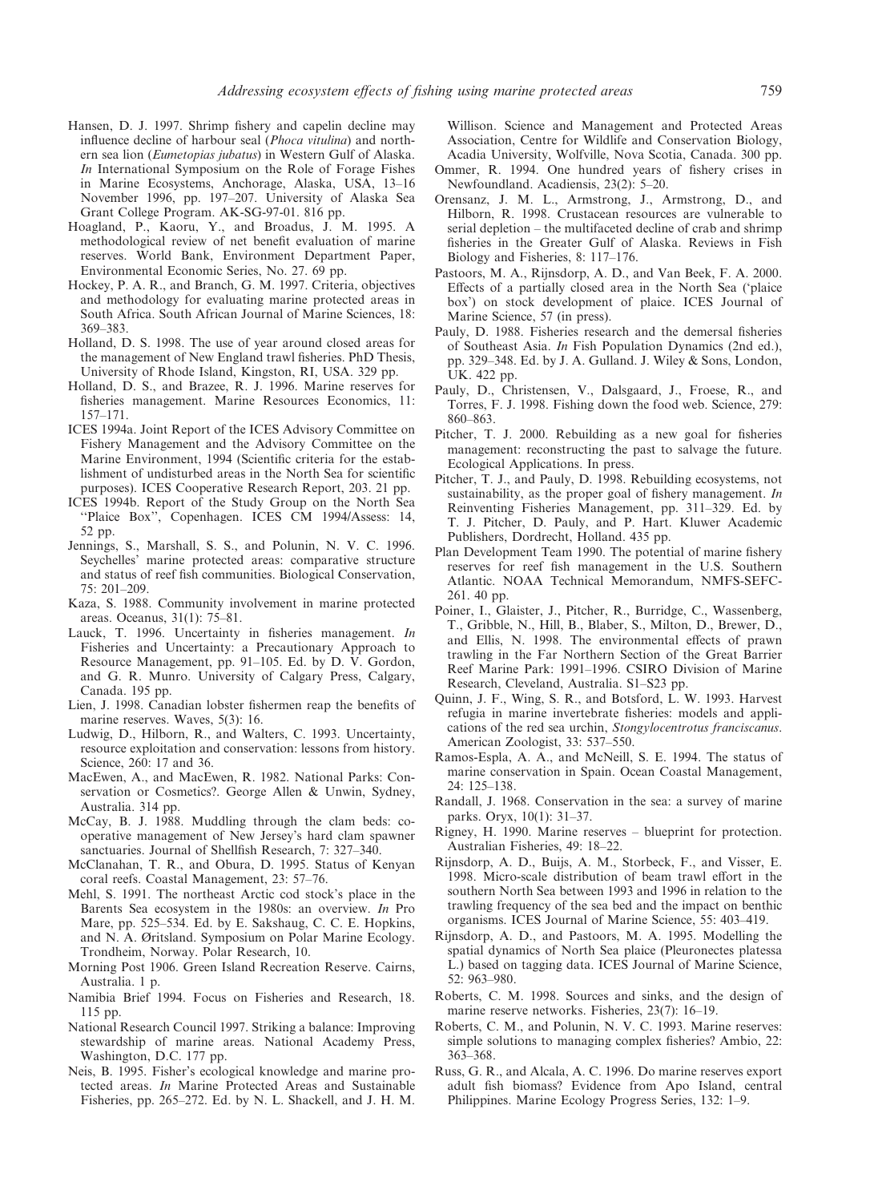Hansen, D. J. 1997. Shrimp fishery and capelin decline may influence decline of harbour seal (*Phoca vitulina*) and northern sea lion (*Eumetopias jubatus*) in Western Gulf of Alaska. *In* International Symposium on the Role of Forage Fishes in Marine Ecosystems, Anchorage, Alaska, USA, 13–16 November 1996, pp. 197–207. University of Alaska Sea Grant College Program. AK-SG-97-01. 816 pp.

Hoagland, P., Kaoru, Y., and Broadus, J. M. 1995. A methodological review of net benefit evaluation of marine reserves. World Bank, Environment Department Paper, Environmental Economic Series, No. 27. 69 pp.

Hockey, P. A. R., and Branch, G. M. 1997. Criteria, objectives and methodology for evaluating marine protected areas in South Africa. South African Journal of Marine Sciences, 18: 369–383.

Holland, D. S. 1998. The use of year around closed areas for the management of New England trawl fisheries. PhD Thesis, University of Rhode Island, Kingston, RI, USA. 329 pp.

Holland, D. S., and Brazee, R. J. 1996. Marine reserves for fisheries management. Marine Resources Economics, 11: 157–171.

ICES 1994a. Joint Report of the ICES Advisory Committee on Fishery Management and the Advisory Committee on the Marine Environment, 1994 (Scientific criteria for the establishment of undisturbed areas in the North Sea for scientific purposes). ICES Cooperative Research Report, 203. 21 pp.

ICES 1994b. Report of the Study Group on the North Sea "Plaice Box", Copenhagen. ICES CM 1994/Assess: 14, 52 pp.

Jennings, S., Marshall, S. S., and Polunin, N. V. C. 1996. Seychelles' marine protected areas: comparative structure and status of reef fish communities. Biological Conservation, 75: 201–209.

Kaza, S. 1988. Community involvement in marine protected areas. Oceanus, 31(1): 75–81.

Lauck, T. 1996. Uncertainty in fisheries management. *In* Fisheries and Uncertainty: a Precautionary Approach to Resource Management, pp. 91–105. Ed. by D. V. Gordon, and G. R. Munro. University of Calgary Press, Calgary, Canada. 195 pp.

Lien, J. 1998. Canadian lobster fishermen reap the benefits of marine reserves. Waves, 5(3): 16.

Ludwig, D., Hilborn, R., and Walters, C. 1993. Uncertainty, resource exploitation and conservation: lessons from history. Science, 260: 17 and 36.

MacEwen, A., and MacEwen, R. 1982. National Parks: Conservation or Cosmetics?. George Allen & Unwin, Sydney, Australia. 314 pp.

McCay, B. J. 1988. Muddling through the clam beds: cooperative management of New Jersey's hard clam spawner sanctuaries. Journal of Shellfish Research, 7: 327–340.

McClanahan, T. R., and Obura, D. 1995. Status of Kenyan coral reefs. Coastal Management, 23: 57–76.

Mehl, S. 1991. The northeast Arctic cod stock's place in the Barents Sea ecosystem in the 1980s: an overview. *In* Pro Mare, pp. 525–534. Ed. by E. Sakshaug, C. C. E. Hopkins, and N. A. Øritsland. Symposium on Polar Marine Ecology. Trondheim, Norway. Polar Research, 10.

Morning Post 1906. Green Island Recreation Reserve. Cairns, Australia. 1 p.

Namibia Brief 1994. Focus on Fisheries and Research, 18. 115 pp.

National Research Council 1997. Striking a balance: Improving stewardship of marine areas. National Academy Press, Washington, D.C. 177 pp.

Neis, B. 1995. Fisher's ecological knowledge and marine protected areas. *In* Marine Protected Areas and Sustainable Fisheries, pp. 265–272. Ed. by N. L. Shackell, and J. H. M. Willison. Science and Management and Protected Areas Association, Centre for Wildlife and Conservation Biology, Acadia University, Wolfville, Nova Scotia, Canada. 300 pp.

Ommer, R. 1994. One hundred years of fishery crises in Newfoundland. Acadiensis, 23(2): 5–20.

Orensanz, J. M. L., Armstrong, J., Armstrong, D., and Hilborn, R. 1998. Crustacean resources are vulnerable to serial depletion – the multifaceted decline of crab and shrimp fisheries in the Greater Gulf of Alaska. Reviews in Fish Biology and Fisheries, 8: 117–176.

Pastoors, M. A., Rijnsdorp, A. D., and Van Beek, F. A. 2000. Effects of a partially closed area in the North Sea ('plaice box') on stock development of plaice. ICES Journal of Marine Science, 57 (in press).

Pauly, D. 1988. Fisheries research and the demersal fisheries of Southeast Asia. *In* Fish Population Dynamics (2nd ed.), pp. 329–348. Ed. by J. A. Gulland. J. Wiley & Sons, London, UK. 422 pp.

Pauly, D., Christensen, V., Dalsgaard, J., Froese, R., and Torres, F. J. 1998. Fishing down the food web. Science, 279: 860–863.

Pitcher, T. J. 2000. Rebuilding as a new goal for fisheries management: reconstructing the past to salvage the future. Ecological Applications. In press.

Pitcher, T. J., and Pauly, D. 1998. Rebuilding ecosystems, not sustainability, as the proper goal of fishery management. *In* Reinventing Fisheries Management, pp. 311–329. Ed. by T. J. Pitcher, D. Pauly, and P. Hart. Kluwer Academic Publishers, Dordrecht, Holland. 435 pp.

Plan Development Team 1990. The potential of marine fishery reserves for reef fish management in the U.S. Southern Atlantic. NOAA Technical Memorandum, NMFS-SEFC-261. 40 pp.

Poiner, I., Glaister, J., Pitcher, R., Burridge, C., Wassenberg, T., Gribble, N., Hill, B., Blaber, S., Milton, D., Brewer, D., and Ellis, N. 1998. The environmental effects of prawn trawling in the Far Northern Section of the Great Barrier Reef Marine Park: 1991–1996. CSIRO Division of Marine Research, Cleveland, Australia. S1–S23 pp.

Quinn, J. F., Wing, S. R., and Botsford, L. W. 1993. Harvest refugia in marine invertebrate fisheries: models and applications of the red sea urchin, *Stongylocentrotus franciscanus*. American Zoologist, 33: 537–550.

Ramos-Espla, A. A., and McNeill, S. E. 1994. The status of marine conservation in Spain. Ocean Coastal Management, 24: 125–138.

Randall, J. 1968. Conservation in the sea: a survey of marine parks. Oryx, 10(1): 31–37.

Rigney, H. 1990. Marine reserves – blueprint for protection. Australian Fisheries, 49: 18–22.

Rijnsdorp, A. D., Buijs, A. M., Storbeck, F., and Visser, E. 1998. Micro-scale distribution of beam trawl effort in the southern North Sea between 1993 and 1996 in relation to the trawling frequency of the sea bed and the impact on benthic organisms. ICES Journal of Marine Science, 55: 403–419.

Rijnsdorp, A. D., and Pastoors, M. A. 1995. Modelling the spatial dynamics of North Sea plaice (Pleuronectes platessa L.) based on tagging data. ICES Journal of Marine Science, 52: 963–980.

Roberts, C. M. 1998. Sources and sinks, and the design of marine reserve networks. Fisheries, 23(7): 16–19.

Roberts, C. M., and Polunin, N. V. C. 1993. Marine reserves: simple solutions to managing complex fisheries? Ambio, 22: 363–368.

Russ, G. R., and Alcala, A. C. 1996. Do marine reserves export adult fish biomass? Evidence from Apo Island, central Philippines. Marine Ecology Progress Series, 132: 1–9.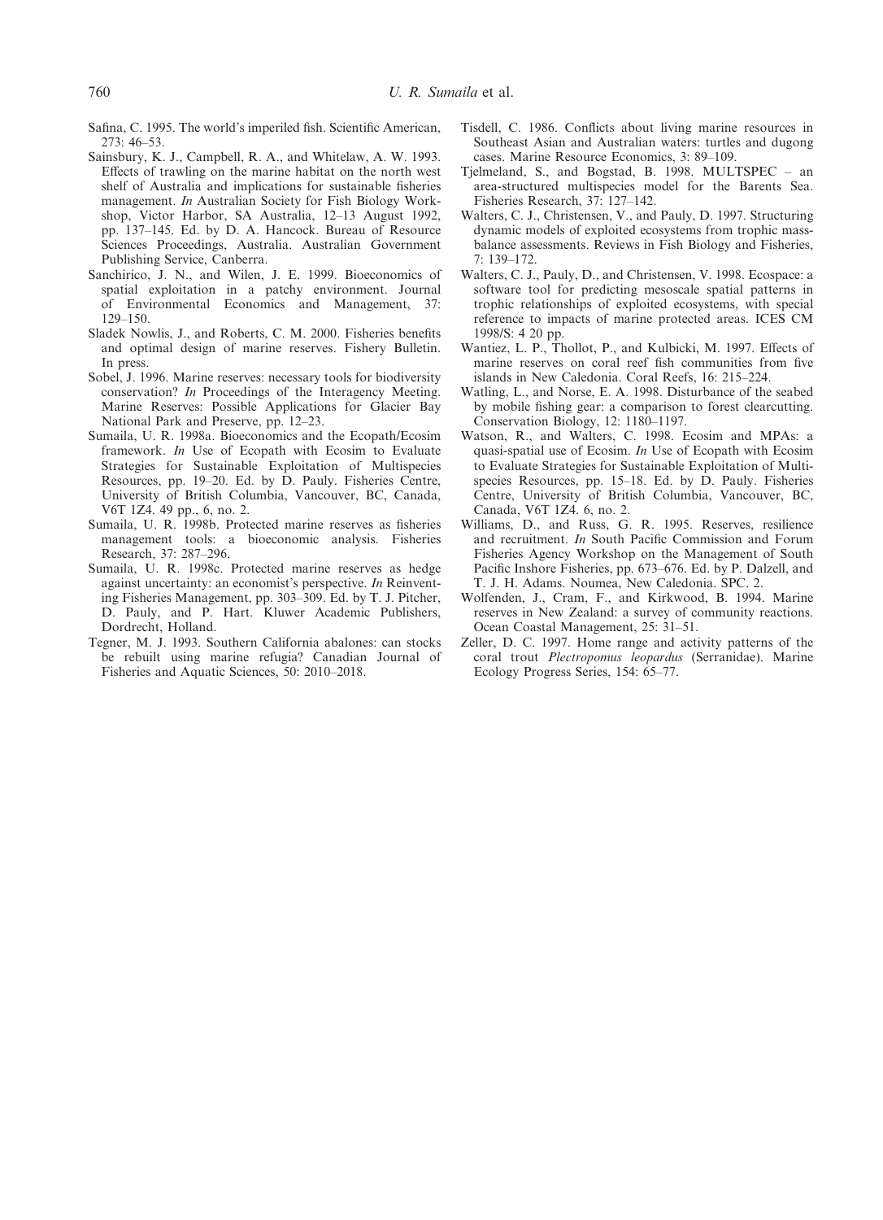Safina, C. 1995. The world's imperiled fish. Scientific American, 273: 46–53.

Sainsbury, K. J., Campbell, R. A., and Whitelaw, A. W. 1993. Effects of trawling on the marine habitat on the north west shelf of Australia and implications for sustainable fisheries management. *In* Australian Society for Fish Biology Workshop, Victor Harbor, SA Australia, 12–13 August 1992, pp. 137–145. Ed. by D. A. Hancock. Bureau of Resource Sciences Proceedings, Australia. Australian Government Publishing Service, Canberra.

Sanchirico, J. N., and Wilen, J. E. 1999. Bioeconomics of spatial exploitation in a patchy environment. Journal of Environmental Economics and Management, 37: 129–150.

Sladek Nowlis, J., and Roberts, C. M. 2000. Fisheries benefits and optimal design of marine reserves. Fishery Bulletin. In press.

Sobel, J. 1996. Marine reserves: necessary tools for biodiversity conservation? *In* Proceedings of the Interagency Meeting. Marine Reserves: Possible Applications for Glacier Bay National Park and Preserve, pp. 12–23.

Sumaila, U. R. 1998a. Bioeconomics and the Ecopath/Ecosim framework. *In* Use of Ecopath with Ecosim to Evaluate Strategies for Sustainable Exploitation of Multispecies Resources, pp. 19–20. Ed. by D. Pauly. Fisheries Centre, University of British Columbia, Vancouver, BC, Canada, V6T 1Z4. 49 pp., 6, no. 2.

Sumaila, U. R. 1998b. Protected marine reserves as fisheries management tools: a bioeconomic analysis. Fisheries Research, 37: 287–296.

Sumaila, U. R. 1998c. Protected marine reserves as hedge against uncertainty: an economist's perspective. *In* Reinventing Fisheries Management, pp. 303–309. Ed. by T. J. Pitcher, D. Pauly, and P. Hart. Kluwer Academic Publishers, Dordrecht, Holland.

Tegner, M. J. 1993. Southern California abalones: can stocks be rebuilt using marine refugia? Canadian Journal of Fisheries and Aquatic Sciences, 50: 2010–2018.

Tisdell, C. 1986. Conflicts about living marine resources in Southeast Asian and Australian waters: turtles and dugong cases. Marine Resource Economics, 3: 89–109.

Tjelmeland, S., and Bogstad, B. 1998. MULTSPEC – an area-structured multispecies model for the Barents Sea. Fisheries Research, 37: 127–142.

Walters, C. J., Christensen, V., and Pauly, D. 1997. Structuring dynamic models of exploited ecosystems from trophic mass-balance assessments. Reviews in Fish Biology and Fisheries, 7: 139–172.

Walters, C. J., Pauly, D., and Christensen, V. 1998. Ecospace: a software tool for predicting mesoscale spatial patterns in trophic relationships of exploited ecosystems, with special reference to impacts of marine protected areas. ICES CM 1998/S: 4 20 pp.

Wantiez, L. P., Thollot, P., and Kulbicki, M. 1997. Effects of marine reserves on coral reef fish communities from five islands in New Caledonia. Coral Reefs, 16: 215–224.

Watling, L., and Norse, E. A. 1998. Disturbance of the seabed by mobile fishing gear: a comparison to forest clearcutting. Conservation Biology, 12: 1180–1197.

Watson, R., and Walters, C. 1998. Ecosim and MPAs: a quasi-spatial use of Ecosim. *In* Use of Ecopath with Ecosim to Evaluate Strategies for Sustainable Exploitation of Multispecies Resources, pp. 15–18. Ed. by D. Pauly. Fisheries Centre, University of British Columbia, Vancouver, BC, Canada, V6T 1Z4. 6, no. 2.

Williams, D., and Russ, G. R. 1995. Reserves, resilience and recruitment. *In* South Pacific Commission and Forum Fisheries Agency Workshop on the Management of South Pacific Inshore Fisheries, pp. 673–676. Ed. by P. Dalzell, and T. J. H. Adams. Noumea, New Caledonia. SPC. 2.

Wolfenden, J., Cram, F., and Kirkwood, B. 1994. Marine reserves in New Zealand: a survey of community reactions. Ocean Coastal Management, 25: 31–51.

Zeller, D. C. 1997. Home range and activity patterns of the coral trout *Plectropomus leopardus* (Serranidae). Marine Ecology Progress Series, 154: 65–77.